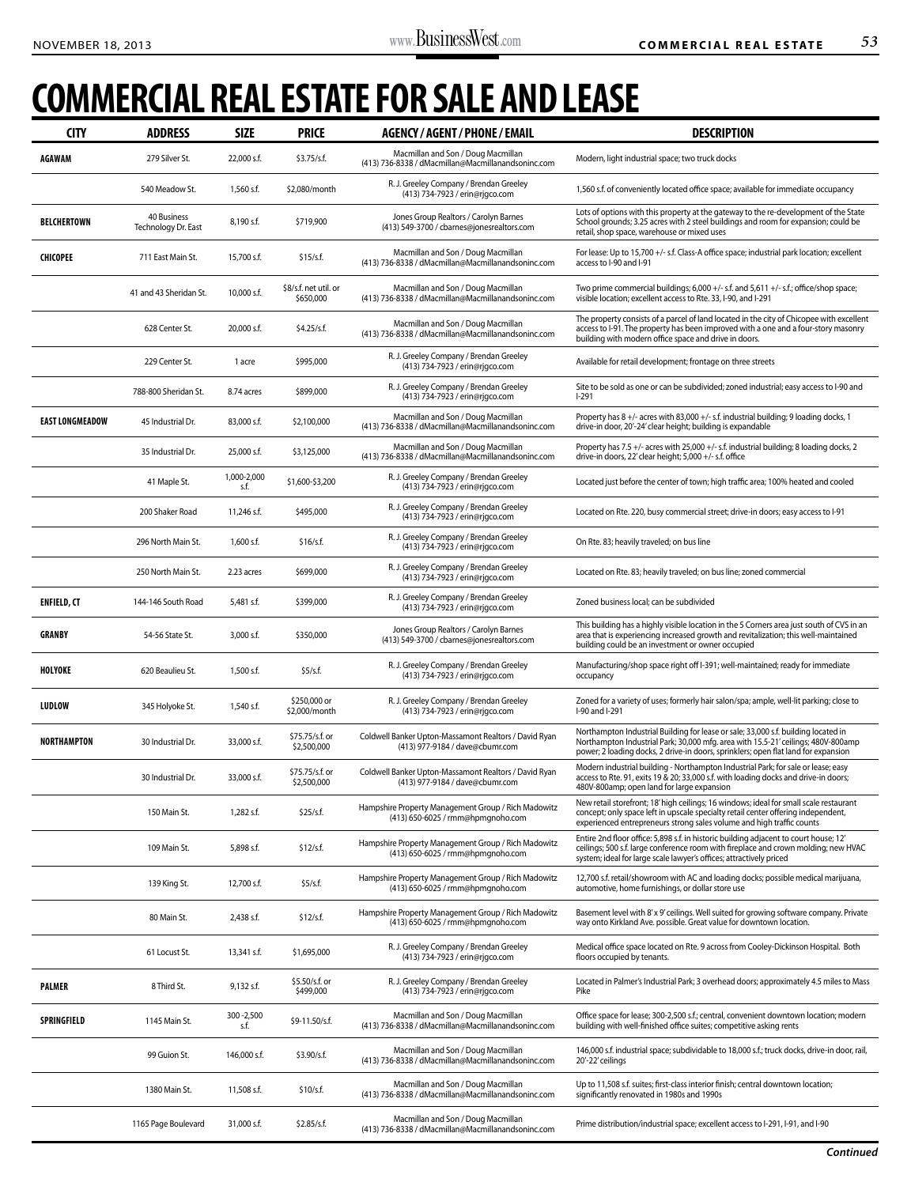# COMMERCIAL REAL ESTATE FOR SALE AND LEASE

| CITY | ADDRESS | SIZE | PRICE | AGENCY / AGENT / PHONE / EMAIL | DESCRIPTION |
|---|---|---|---|---|---|
| **AGAWAM** | 279 Silver St. | 22,000 s.f. | $3.75/s.f. | Macmillan and Son / Doug Macmillan (413) 736-8338 / dMacmillan@Macmillanandsoninc.com | Modern, light industrial space; two truck docks |
| | 540 Meadow St. | 1,560 s.f. | $2,080/month | R. J. Greeley Company / Brendan Greeley (413) 734-7923 / erin@rjgco.com | 1,560 s.f. of conveniently located office space; available for immediate occupancy |
| **BELCHERTOWN** | 40 Business Technology Dr. East | 8,190 s.f. | $719,900 | Jones Group Realtors / Carolyn Barnes (413) 549-3700 / cbarnes@jonesrealtors.com | Lots of options with this property at the gateway to the re-development of the State School grounds; 3.25 acres with 2 steel buildings and room for expansion; could be retail, shop space, warehouse or mixed uses |
| **CHICOPEE** | 711 East Main St. | 15,700 s.f. | $15/s.f. | Macmillan and Son / Doug Macmillan (413) 736-8338 / dMacmillan@Macmillanandsoninc.com | For lease: Up to 15,700 +/- s.f. Class-A office space; industrial park location; excellent access to I-90 and I-91 |
| | 41 and 43 Sheridan St. | 10,000 s.f. | $8/s.f. net util. or $650,000 | Macmillan and Son / Doug Macmillan (413) 736-8338 / dMacmillan@Macmillanandsoninc.com | Two prime commercial buildings; 6,000 +/- s.f. and 5,611 +/- s.f.; office/shop space; visible location; excellent access to Rte. 33, I-90, and I-291 |
| | 628 Center St. | 20,000 s.f. | $4.25/s.f. | Macmillan and Son / Doug Macmillan (413) 736-8338 / dMacmillan@Macmillanandsoninc.com | The property consists of a parcel of land located in the city of Chicopee with excellent access to I-91. The property has been improved with a one and a four-story masonry building with modern office space and drive in doors. |
| | 229 Center St. | 1 acre | $995,000 | R. J. Greeley Company / Brendan Greeley (413) 734-7923 / erin@rjgco.com | Available for retail development; frontage on three streets |
| | 788-800 Sheridan St. | 8.74 acres | $899,000 | R. J. Greeley Company / Brendan Greeley (413) 734-7923 / erin@rjgco.com | Site to be sold as one or can be subdivided; zoned industrial; easy access to I-90 and I-291 |
| **EAST LONGMEADOW** | 45 Industrial Dr. | 83,000 s.f. | $2,100,000 | Macmillan and Son / Doug Macmillan (413) 736-8338 / dMacmillan@Macmillanandsoninc.com | Property has 8 +/- acres with 83,000 +/- s.f. industrial building; 9 loading docks, 1 drive-in door, 20'-24' clear height; building is expandable |
| | 35 Industrial Dr. | 25,000 s.f. | $3,125,000 | Macmillan and Son / Doug Macmillan (413) 736-8338 / dMacmillan@Macmillanandsoninc.com | Property has 7.5 +/- acres with 25,000 +/- s.f. industrial building; 8 loading docks, 2 drive-in doors, 22' clear height; 5,000 +/- s.f. office |
| | 41 Maple St. | 1,000-2,000 s.f. | $1,600-$3,200 | R. J. Greeley Company / Brendan Greeley (413) 734-7923 / erin@rjgco.com | Located just before the center of town; high traffic area; 100% heated and cooled |
| | 200 Shaker Road | 11,246 s.f. | $495,000 | R. J. Greeley Company / Brendan Greeley (413) 734-7923 / erin@rjgco.com | Located on Rte. 220, busy commercial street; drive-in doors; easy access to I-91 |
| | 296 North Main St. | 1,600 s.f. | $16/s.f. | R. J. Greeley Company / Brendan Greeley (413) 734-7923 / erin@rjgco.com | On Rte. 83; heavily traveled; on bus line |
| | 250 North Main St. | 2.23 acres | $699,000 | R. J. Greeley Company / Brendan Greeley (413) 734-7923 / erin@rjgco.com | Located on Rte. 83; heavily traveled; on bus line; zoned commercial |
| **ENFIELD, CT** | 144-146 South Road | 5,481 s.f. | $399,000 | R. J. Greeley Company / Brendan Greeley (413) 734-7923 / erin@rjgco.com | Zoned business local; can be subdivided |
| **GRANBY** | 54-56 State St. | 3,000 s.f. | $350,000 | Jones Group Realtors / Carolyn Barnes (413) 549-3700 / cbarnes@jonesrealtors.com | This building has a highly visible location in the 5 Corners area just south of CVS in an area that is experiencing increased growth and revitalization; this well-maintained building could be an investment or owner occupied |
| **HOLYOKE** | 620 Beaulieu St. | 1,500 s.f. | $5/s.f. | R. J. Greeley Company / Brendan Greeley (413) 734-7923 / erin@rjgco.com | Manufacturing/shop space right off I-391; well-maintained; ready for immediate occupancy |
| **LUDLOW** | 345 Holyoke St. | 1,540 s.f. | $250,000 or $2,000/month | R. J. Greeley Company / Brendan Greeley (413) 734-7923 / erin@rjgco.com | Zoned for a variety of uses; formerly hair salon/spa; ample, well-lit parking; close to I-90 and I-291 |
| **NORTHAMPTON** | 30 Industrial Dr. | 33,000 s.f. | $75.75/s.f. or $2,500,000 | Coldwell Banker Upton-Massamont Realtors / David Ryan (413) 977-9184 / dave@cbumr.com | Northampton Industrial Building for lease or sale; 33,000 s.f. building located in Northampton Industrial Park; 30,000 mfg. area with 15.5-21' ceilings; 480V-800amp power; 2 loading docks, 2 drive-in doors, sprinklers; open flat land for expansion |
| | 30 Industrial Dr. | 33,000 s.f. | $75.75/s.f. or $2,500,000 | Coldwell Banker Upton-Massamont Realtors / David Ryan (413) 977-9184 / dave@cbumr.com | Modern industrial building - Northampton Industrial Park; for sale or lease; easy access to Rte. 91, exits 19 & 20; 33,000 s.f. with loading docks and drive-in doors; 480V-800amp; open land for large expansion |
| | 150 Main St. | 1,282 s.f. | $25/s.f. | Hampshire Property Management Group / Rich Madowitz (413) 650-6025 / rmm@hpmgnoho.com | New retail storefront; 18' high ceilings; 16 windows; ideal for small scale restaurant concept; only space left in upscale specialty retail center offering independent, experienced entrepreneurs strong sales volume and high traffic counts |
| | 109 Main St. | 5,898 s.f. | $12/s.f. | Hampshire Property Management Group / Rich Madowitz (413) 650-6025 / rmm@hpmgnoho.com | Entire 2nd floor office: 5,898 s.f. in historic building adjacent to court house; 12' ceilings; 500 s.f. large conference room with fireplace and crown molding; new HVAC system; ideal for large scale lawyer's offices; attractively priced |
| | 139 King St. | 12,700 s.f. | $5/s.f. | Hampshire Property Management Group / Rich Madowitz (413) 650-6025 / rmm@hpmgnoho.com | 12,700 s.f. retail/showroom with AC and loading docks; possible medical marijuana, automotive, home furnishings, or dollar store use |
| | 80 Main St. | 2,438 s.f. | $12/s.f. | Hampshire Property Management Group / Rich Madowitz (413) 650-6025 / rmm@hpmgnoho.com | Basement level with 8' x 9' ceilings. Well suited for growing software company. Private way onto Kirkland Ave. possible. Great value for downtown location. |
| | 61 Locust St. | 13,341 s.f. | $1,695,000 | R. J. Greeley Company / Brendan Greeley (413) 734-7923 / erin@rjgco.com | Medical office space located on Rte. 9 across from Cooley-Dickinson Hospital. Both floors occupied by tenants. |
| **PALMER** | 8 Third St. | 9,132 s.f. | $5.50/s.f. or $499,000 | R. J. Greeley Company / Brendan Greeley (413) 734-7923 / erin@rjgco.com | Located in Palmer's Industrial Park; 3 overhead doors; approximately 4.5 miles to Mass Pike |
| **SPRINGFIELD** | 1145 Main St. | 300 -2,500 s.f. | $9-11.50/s.f. | Macmillan and Son / Doug Macmillan (413) 736-8338 / dMacmillan@Macmillanandsoninc.com | Office space for lease; 300-2,500 s.f.; central, convenient downtown location; modern building with well-finished office suites; competitive asking rents |
| | 99 Guion St. | 146,000 s.f. | $3.90/s.f. | Macmillan and Son / Doug Macmillan (413) 736-8338 / dMacmillan@Macmillanandsoninc.com | 146,000 s.f. industrial space; subdividable to 18,000 s.f.; truck docks, drive-in door, rail, 20'-22' ceilings |
| | 1380 Main St. | 11,508 s.f. | $10/s.f. | Macmillan and Son / Doug Macmillan (413) 736-8338 / dMacmillan@Macmillanandsoninc.com | Up to 11,508 s.f. suites; first-class interior finish; central downtown location; significantly renovated in 1980s and 1990s |
| | 1165 Page Boulevard | 31,000 s.f. | $2.85/s.f. | Macmillan and Son / Doug Macmillan (413) 736-8338 / dMacmillan@Macmillanandsoninc.com | Prime distribution/industrial space; excellent access to I-291, I-91, and I-90 |

***Continued***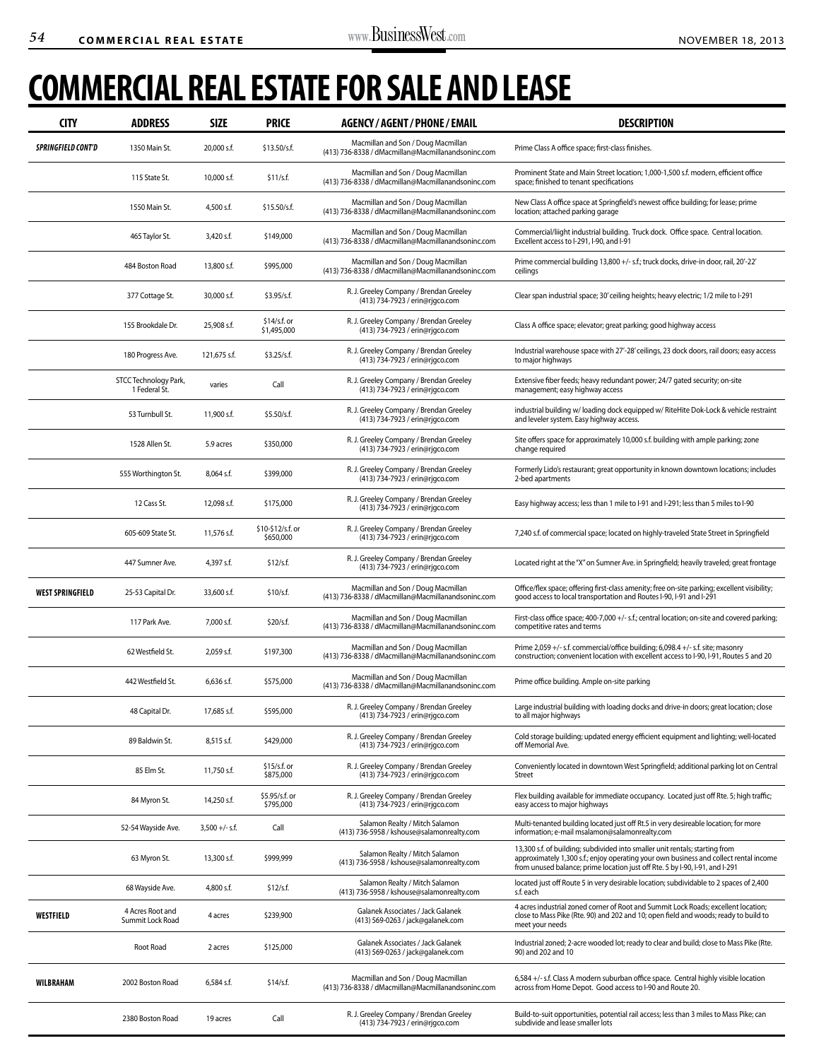# COMMERCIAL REAL ESTATE FOR SALE AND LEASE

| CITY | ADDRESS | SIZE | PRICE | AGENCY / AGENT / PHONE / EMAIL | DESCRIPTION |
|---|---|---|---|---|---|
| ***SPRINGFIELD CONT'D*** | 1350 Main St. | 20,000 s.f. | $13.50/s.f. | Macmillan and Son / Doug Macmillan (413) 736-8338 / dMacmillan@Macmillanandsoninc.com | Prime Class A office space; first-class finishes. |
| | 115 State St. | 10,000 s.f. | $11/s.f. | Macmillan and Son / Doug Macmillan (413) 736-8338 / dMacmillan@Macmillanandsoninc.com | Prominent State and Main Street location; 1,000-1,500 s.f. modern, efficient office space; finished to tenant specifications |
| | 1550 Main St. | 4,500 s.f. | $15.50/s.f. | Macmillan and Son / Doug Macmillan (413) 736-8338 / dMacmillan@Macmillanandsoninc.com | New Class A office space at Springfield's newest office building; for lease; prime location; attached parking garage |
| | 465 Taylor St. | 3,420 s.f. | $149,000 | Macmillan and Son / Doug Macmillan (413) 736-8338 / dMacmillan@Macmillanandsoninc.com | Commercial/liight industrial building. Truck dock. Office space. Central location. Excellent access to I-291, I-90, and I-91 |
| | 484 Boston Road | 13,800 s.f. | $995,000 | Macmillan and Son / Doug Macmillan (413) 736-8338 / dMacmillan@Macmillanandsoninc.com | Prime commercial building 13,800 +/- s.f.; truck docks, drive-in door, rail, 20'-22' ceilings |
| | 377 Cottage St. | 30,000 s.f. | $3.95/s.f. | R. J. Greeley Company / Brendan Greeley (413) 734-7923 / erin@rjgco.com | Clear span industrial space; 30' ceiling heights; heavy electric; 1/2 mile to I-291 |
| | 155 Brookdale Dr. | 25,908 s.f. | $14/s.f. or $1,495,000 | R. J. Greeley Company / Brendan Greeley (413) 734-7923 / erin@rjgco.com | Class A office space; elevator; great parking; good highway access |
| | 180 Progress Ave. | 121,675 s.f. | $3.25/s.f. | R. J. Greeley Company / Brendan Greeley (413) 734-7923 / erin@rjgco.com | Industrial warehouse space with 27'-28' ceilings, 23 dock doors, rail doors; easy access to major highways |
| | STCC Technology Park, 1 Federal St. | varies | Call | R. J. Greeley Company / Brendan Greeley (413) 734-7923 / erin@rjgco.com | Extensive fiber feeds; heavy redundant power; 24/7 gated security; on-site management; easy highway access |
| | 53 Turnbull St. | 11,900 s.f. | $5.50/s.f. | R. J. Greeley Company / Brendan Greeley (413) 734-7923 / erin@rjgco.com | industrial building w/ loading dock equipped w/ RiteHite Dok-Lock & vehicle restraint and leveler system. Easy highway access. |
| | 1528 Allen St. | 5.9 acres | $350,000 | R. J. Greeley Company / Brendan Greeley (413) 734-7923 / erin@rjgco.com | Site offers space for approximately 10,000 s.f. building with ample parking; zone change required |
| | 555 Worthington St. | 8,064 s.f. | $399,000 | R. J. Greeley Company / Brendan Greeley (413) 734-7923 / erin@rjgco.com | Formerly Lido's restaurant; great opportunity in known downtown locations; includes 2-bed apartments |
| | 12 Cass St. | 12,098 s.f. | $175,000 | R. J. Greeley Company / Brendan Greeley (413) 734-7923 / erin@rjgco.com | Easy highway access; less than 1 mile to I-91 and I-291; less than 5 miles to I-90 |
| | 605-609 State St. | 11,576 s.f. | $10-$12/s.f. or $650,000 | R. J. Greeley Company / Brendan Greeley (413) 734-7923 / erin@rjgco.com | 7,240 s.f. of commercial space; located on highly-traveled State Street in Springfield |
| | 447 Sumner Ave. | 4,397 s.f. | $12/s.f. | R. J. Greeley Company / Brendan Greeley (413) 734-7923 / erin@rjgco.com | Located right at the "X" on Sumner Ave. in Springfield; heavily traveled; great frontage |
| **WEST SPRINGFIELD** | 25-53 Capital Dr. | 33,600 s.f. | $10/s.f. | Macmillan and Son / Doug Macmillan (413) 736-8338 / dMacmillan@Macmillanandsoninc.com | Office/flex space; offering first-class amenity; free on-site parking; excellent visibility; good access to local transportation and Routes I-90, I-91 and I-291 |
| | 117 Park Ave. | 7,000 s.f. | $20/s.f. | Macmillan and Son / Doug Macmillan (413) 736-8338 / dMacmillan@Macmillanandsoninc.com | First-class office space; 400-7,000 +/- s.f.; central location; on-site and covered parking; competitive rates and terms |
| | 62 Westfield St. | 2,059 s.f. | $197,300 | Macmillan and Son / Doug Macmillan (413) 736-8338 / dMacmillan@Macmillanandsoninc.com | Prime 2,059 +/- s.f. commercial/office building; 6,098.4 +/- s.f. site; masonry construction; convenient location with excellent access to I-90, I-91, Routes 5 and 20 |
| | 442 Westfield St. | 6,636 s.f. | $575,000 | Macmillan and Son / Doug Macmillan (413) 736-8338 / dMacmillan@Macmillanandsoninc.com | Prime office building. Ample on-site parking |
| | 48 Capital Dr. | 17,685 s.f. | $595,000 | R. J. Greeley Company / Brendan Greeley (413) 734-7923 / erin@rjgco.com | Large industrial building with loading docks and drive-in doors; great location; close to all major highways |
| | 89 Baldwin St. | 8,515 s.f. | $429,000 | R. J. Greeley Company / Brendan Greeley (413) 734-7923 / erin@rjgco.com | Cold storage building; updated energy efficient equipment and lighting; well-located off Memorial Ave. |
| | 85 Elm St. | 11,750 s.f. | $15/s.f. or $875,000 | R. J. Greeley Company / Brendan Greeley (413) 734-7923 / erin@rjgco.com | Conveniently located in downtown West Springfield; additional parking lot on Central Street |
| | 84 Myron St. | 14,250 s.f. | $5.95/s.f. or $795,000 | R. J. Greeley Company / Brendan Greeley (413) 734-7923 / erin@rjgco.com | Flex building available for immediate occupancy. Located just off Rte. 5; high traffic; easy access to major highways |
| | 52-54 Wayside Ave. | 3,500 +/- s.f. | Call | Salamon Realty / Mitch Salamon (413) 736-5958 / kshouse@salamonrealty.com | Multi-tenanted building located just off Rt.5 in very desireable location; for more information; e-mail msalamon@salamonrealty.com |
| | 63 Myron St. | 13,300 s.f. | $999,999 | Salamon Realty / Mitch Salamon (413) 736-5958 / kshouse@salamonrealty.com | 13,300 s.f. of building; subdivided into smaller unit rentals; starting from approximately 1,300 s.f.; enjoy operating your own business and collect rental income from unused balance; prime location just off Rte. 5 by I-90, I-91, and I-291 |
| | 68 Wayside Ave. | 4,800 s.f. | $12/s.f. | Salamon Realty / Mitch Salamon (413) 736-5958 / kshouse@salamonrealty.com | located just off Route 5 in very desirable location; subdividable to 2 spaces of 2,400 s.f. each |
| **WESTFIELD** | 4 Acres Root and Summit Lock Road | 4 acres | $239,900 | Galanek Associates / Jack Galanek (413) 569-0263 / jack@galanek.com | 4 acres industrial zoned corner of Root and Summit Lock Roads; excellent location; close to Mass Pike (Rte. 90) and 202 and 10; open field and woods; ready to build to meet your needs |
| | Root Road | 2 acres | $125,000 | Galanek Associates / Jack Galanek (413) 569-0263 / jack@galanek.com | Industrial zoned; 2-acre wooded lot; ready to clear and build; close to Mass Pike (Rte. 90) and 202 and 10 |
| **WILBRAHAM** | 2002 Boston Road | 6,584 s.f. | $14/s.f. | Macmillan and Son / Doug Macmillan (413) 736-8338 / dMacmillan@Macmillanandsoninc.com | 6,584 +/- s.f. Class A modern suburban office space. Central highly visible location across from Home Depot. Good access to I-90 and Route 20. |
| | 2380 Boston Road | 19 acres | Call | R. J. Greeley Company / Brendan Greeley (413) 734-7923 / erin@rjgco.com | Build-to-suit opportunities, potential rail access; less than 3 miles to Mass Pike; can subdivide and lease smaller lots |